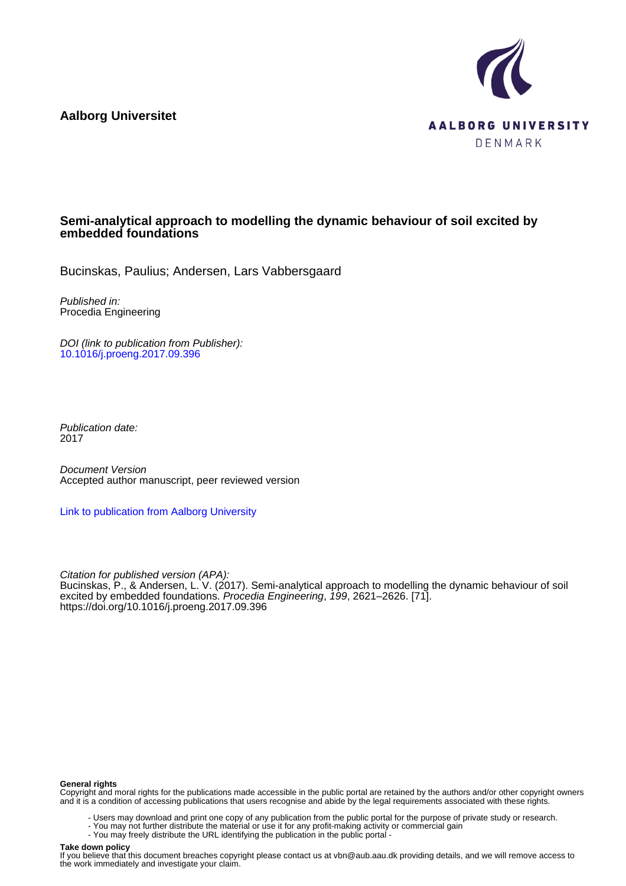Aalborg Universitet

AALBORG UNIVERSITY
DENMARK

# Semi-analytical approach to modelling the dynamic behaviour of soil excited by embedded foundations

Bucinskas, Paulius; Andersen, Lars Vabbersgaard

*Published in:*
Procedia Engineering

*DOI (link to publication from Publisher):*
10.1016/j.proeng.2017.09.396

*Publication date:*
2017

*Document Version*
Accepted author manuscript, peer reviewed version

Link to publication from Aalborg University

*Citation for published version (APA):*
Bucinskas, P., & Andersen, L. V. (2017). Semi-analytical approach to modelling the dynamic behaviour of soil excited by embedded foundations. *Procedia Engineering*, *199*, 2621–2626. [71]. https://doi.org/10.1016/j.proeng.2017.09.396

**General rights**
Copyright and moral rights for the publications made accessible in the public portal are retained by the authors and/or other copyright owners and it is a condition of accessing publications that users recognise and abide by the legal requirements associated with these rights.

- Users may download and print one copy of any publication from the public portal for the purpose of private study or research.
- You may not further distribute the material or use it for any profit-making activity or commercial gain
- You may freely distribute the URL identifying the publication in the public portal -

**Take down policy**
If you believe that this document breaches copyright please contact us at vbn@aub.aau.dk providing details, and we will remove access to the work immediately and investigate your claim.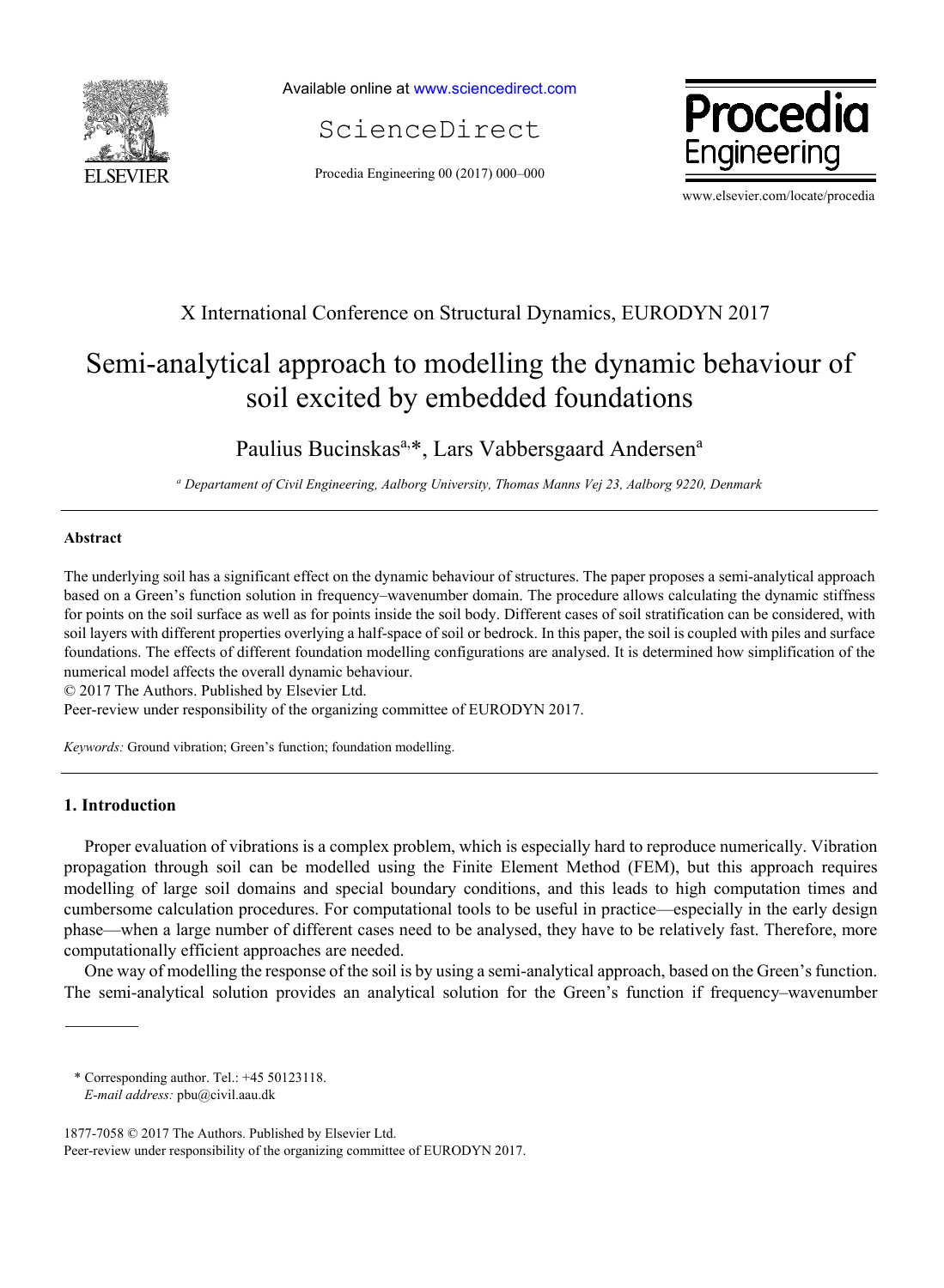X International Conference on Structural Dynamics, EURODYN 2017

# Semi-analytical approach to modelling the dynamic behaviour of soil excited by embedded foundations

Paulius Bucinskas[a,*], Lars Vabbersgaard Andersen[a]

[a] *Departament of Civil Engineering, Aalborg University, Thomas Manns Vej 23, Aalborg 9220, Denmark*

---

**Abstract**

The underlying soil has a significant effect on the dynamic behaviour of structures. The paper proposes a semi-analytical approach based on a Green's function solution in frequency–wavenumber domain. The procedure allows calculating the dynamic stiffness for points on the soil surface as well as for points inside the soil body. Different cases of soil stratification can be considered, with soil layers with different properties overlying a half-space of soil or bedrock. In this paper, the soil is coupled with piles and surface foundations. The effects of different foundation modelling configurations are analysed. It is determined how simplification of the numerical model affects the overall dynamic behaviour.

© 2017 The Authors. Published by Elsevier Ltd.
Peer-review under responsibility of the organizing committee of EURODYN 2017.

*Keywords:* Ground vibration; Green's function; foundation modelling.

---

## 1. Introduction

Proper evaluation of vibrations is a complex problem, which is especially hard to reproduce numerically. Vibration propagation through soil can be modelled using the Finite Element Method (FEM), but this approach requires modelling of large soil domains and special boundary conditions, and this leads to high computation times and cumbersome calculation procedures. For computational tools to be useful in practice—especially in the early design phase—when a large number of different cases need to be analysed, they have to be relatively fast. Therefore, more computationally efficient approaches are needed.

One way of modelling the response of the soil is by using a semi-analytical approach, based on the Green's function. The semi-analytical solution provides an analytical solution for the Green's function if frequency–wavenumber

---

\* Corresponding author. Tel.: +45 50123118.
*E-mail address:* pbu@civil.aau.dk

1877-7058 © 2017 The Authors. Published by Elsevier Ltd.
Peer-review under responsibility of the organizing committee of EURODYN 2017.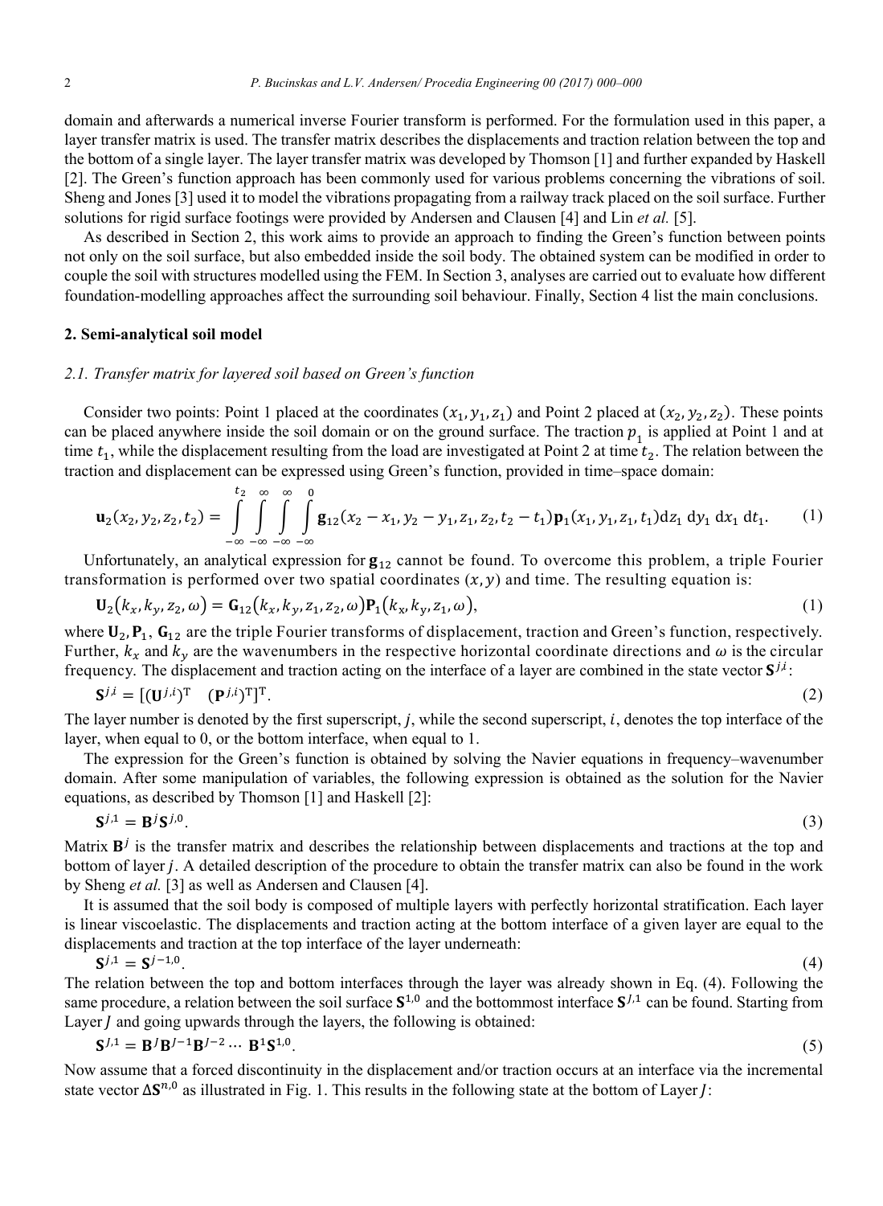domain and afterwards a numerical inverse Fourier transform is performed. For the formulation used in this paper, a layer transfer matrix is used. The transfer matrix describes the displacements and traction relation between the top and the bottom of a single layer. The layer transfer matrix was developed by Thomson [1] and further expanded by Haskell [2]. The Green's function approach has been commonly used for various problems concerning the vibrations of soil. Sheng and Jones [3] used it to model the vibrations propagating from a railway track placed on the soil surface. Further solutions for rigid surface footings were provided by Andersen and Clausen [4] and Lin *et al.* [5].

As described in Section 2, this work aims to provide an approach to finding the Green's function between points not only on the soil surface, but also embedded inside the soil body. The obtained system can be modified in order to couple the soil with structures modelled using the FEM. In Section 3, analyses are carried out to evaluate how different foundation-modelling approaches affect the surrounding soil behaviour. Finally, Section 4 list the main conclusions.

## 2. Semi-analytical soil model

### *2.1. Transfer matrix for layered soil based on Green's function*

Consider two points: Point 1 placed at the coordinates $(x_1, y_1, z_1)$ and Point 2 placed at $(x_2, y_2, z_2)$. These points can be placed anywhere inside the soil domain or on the ground surface. The traction $p_1$ is applied at Point 1 and at time $t_1$, while the displacement resulting from the load are investigated at Point 2 at time $t_2$. The relation between the traction and displacement can be expressed using Green's function, provided in time–space domain:

$$\mathbf{u}_2(x_2, y_2, z_2, t_2) = \int_{-\infty}^{t_2} \int_{-\infty}^{\infty} \int_{-\infty}^{\infty} \int_{-\infty}^{0} \mathbf{g}_{12}(x_2 - x_1, y_2 - y_1, z_1, z_2, t_2 - t_1)\mathbf{p}_1(x_1, y_1, z_1, t_1)\mathrm{d}z_1\,\mathrm{d}y_1\,\mathrm{d}x_1\,\mathrm{d}t_1. \tag{1}$$

Unfortunately, an analytical expression for $\mathbf{g}_{12}$ cannot be found. To overcome this problem, a triple Fourier transformation is performed over two spatial coordinates $(x, y)$ and time. The resulting equation is:

$$\mathbf{U}_2(k_x, k_y, z_2, \omega) = \mathbf{G}_{12}(k_x, k_y, z_1, z_2, \omega)\mathbf{P}_1(k_x, k_y, z_1, \omega), \tag{1}$$

where $\mathbf{U}_2, \mathbf{P}_1, \mathbf{G}_{12}$ are the triple Fourier transforms of displacement, traction and Green's function, respectively. Further, $k_x$ and $k_y$ are the wavenumbers in the respective horizontal coordinate directions and $\omega$ is the circular frequency. The displacement and traction acting on the interface of a layer are combined in the state vector $\mathbf{S}^{j,i}$:

$$\mathbf{S}^{j,i} = [(\mathbf{U}^{j,i})^{\mathrm{T}} \quad (\mathbf{P}^{j,i})^{\mathrm{T}}]^{\mathrm{T}}. \tag{2}$$

The layer number is denoted by the first superscript, $j$, while the second superscript, $i$, denotes the top interface of the layer, when equal to 0, or the bottom interface, when equal to 1.

The expression for the Green's function is obtained by solving the Navier equations in frequency–wavenumber domain. After some manipulation of variables, the following expression is obtained as the solution for the Navier equations, as described by Thomson [1] and Haskell [2]:

$$\mathbf{S}^{j,1} = \mathbf{B}^j \mathbf{S}^{j,0}. \tag{3}$$

Matrix $\mathbf{B}^j$ is the transfer matrix and describes the relationship between displacements and tractions at the top and bottom of layer $j$. A detailed description of the procedure to obtain the transfer matrix can also be found in the work by Sheng *et al.* [3] as well as Andersen and Clausen [4].

It is assumed that the soil body is composed of multiple layers with perfectly horizontal stratification. Each layer is linear viscoelastic. The displacements and traction acting at the bottom interface of a given layer are equal to the displacements and traction at the top interface of the layer underneath:

$$\mathbf{S}^{j,1} = \mathbf{S}^{j-1,0}. \tag{4}$$

The relation between the top and bottom interfaces through the layer was already shown in Eq. (4). Following the same procedure, a relation between the soil surface $\mathbf{S}^{1,0}$ and the bottommost interface $\mathbf{S}^{J,1}$ can be found. Starting from Layer $J$ and going upwards through the layers, the following is obtained:

$$\mathbf{S}^{J,1} = \mathbf{B}^J \mathbf{B}^{J-1} \mathbf{B}^{J-2} \cdots \mathbf{B}^1 \mathbf{S}^{1,0}. \tag{5}$$

Now assume that a forced discontinuity in the displacement and/or traction occurs at an interface via the incremental state vector $\Delta\mathbf{S}^{n,0}$ as illustrated in Fig. 1. This results in the following state at the bottom of Layer $J$: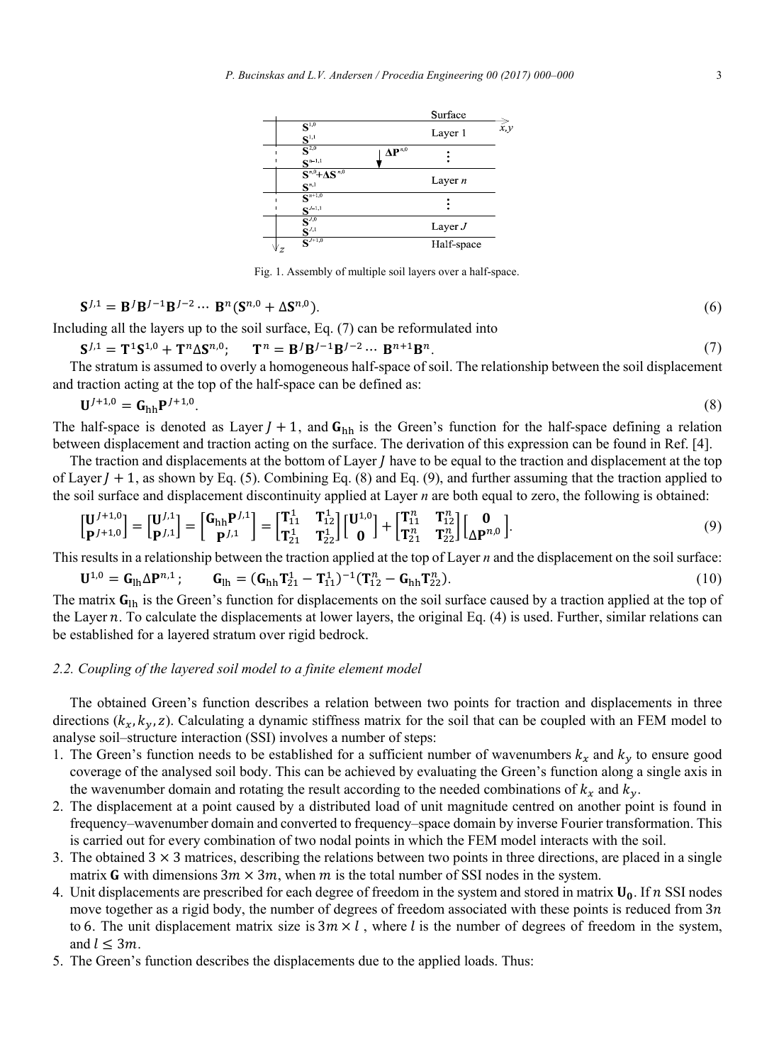Fig. 1. Assembly of multiple soil layers over a half-space.

$$\mathbf{S}^{J,1} = \mathbf{B}^{J}\mathbf{B}^{J-1}\mathbf{B}^{J-2} \cdots \mathbf{B}^{n}(\mathbf{S}^{n,0} + \Delta\mathbf{S}^{n,0}). \tag{6}$$

Including all the layers up to the soil surface, Eq. (7) can be reformulated into

$$\mathbf{S}^{J,1} = \mathbf{T}^{1}\mathbf{S}^{1,0} + \mathbf{T}^{n}\Delta\mathbf{S}^{n,0}; \qquad \mathbf{T}^{n} = \mathbf{B}^{J}\mathbf{B}^{J-1}\mathbf{B}^{J-2} \cdots \mathbf{B}^{n+1}\mathbf{B}^{n}. \tag{7}$$

The stratum is assumed to overly a homogeneous half-space of soil. The relationship between the soil displacement and traction acting at the top of the half-space can be defined as:

$$\mathbf{U}^{J+1,0} = \mathbf{G}_{\mathrm{hh}}\mathbf{P}^{J+1,0}. \tag{8}$$

The half-space is denoted as Layer $J+1$, and $\mathbf{G}_{\mathrm{hh}}$ is the Green's function for the half-space defining a relation between displacement and traction acting on the surface. The derivation of this expression can be found in Ref. [4].

The traction and displacements at the bottom of Layer $J$ have to be equal to the traction and displacement at the top of Layer $J+1$, as shown by Eq. (5). Combining Eq. (8) and Eq. (9), and further assuming that the traction applied to the soil surface and displacement discontinuity applied at Layer $n$ are both equal to zero, the following is obtained:

$$\begin{bmatrix} \mathbf{U}^{J+1,0} \\ \mathbf{P}^{J+1,0} \end{bmatrix} = \begin{bmatrix} \mathbf{U}^{J,1} \\ \mathbf{P}^{J,1} \end{bmatrix} = \begin{bmatrix} \mathbf{G}_{\mathrm{hh}}\mathbf{P}^{J,1} \\ \mathbf{P}^{J,1} \end{bmatrix} = \begin{bmatrix} \mathbf{T}_{11}^{1} & \mathbf{T}_{12}^{1} \\ \mathbf{T}_{21}^{1} & \mathbf{T}_{22}^{1} \end{bmatrix} \begin{bmatrix} \mathbf{U}^{1,0} \\ \mathbf{0} \end{bmatrix} + \begin{bmatrix} \mathbf{T}_{11}^{n} & \mathbf{T}_{12}^{n} \\ \mathbf{T}_{21}^{n} & \mathbf{T}_{22}^{n} \end{bmatrix} \begin{bmatrix} \mathbf{0} \\ \Delta\mathbf{P}^{n,0} \end{bmatrix}. \tag{9}$$

This results in a relationship between the traction applied at the top of Layer $n$ and the displacement on the soil surface:

$$\mathbf{U}^{1,0} = \mathbf{G}_{\mathrm{lh}}\Delta\mathbf{P}^{n,1}; \qquad \mathbf{G}_{\mathrm{lh}} = (\mathbf{G}_{\mathrm{hh}}\mathbf{T}_{21}^{1} - \mathbf{T}_{11}^{1})^{-1}(\mathbf{T}_{12}^{n} - \mathbf{G}_{\mathrm{hh}}\mathbf{T}_{22}^{n}). \tag{10}$$

The matrix $\mathbf{G}_{\mathrm{lh}}$ is the Green's function for displacements on the soil surface caused by a traction applied at the top of the Layer $n$. To calculate the displacements at lower layers, the original Eq. (4) is used. Further, similar relations can be established for a layered stratum over rigid bedrock.

### *2.2. Coupling of the layered soil model to a finite element model*

The obtained Green's function describes a relation between two points for traction and displacements in three directions ($k_x, k_y, z$). Calculating a dynamic stiffness matrix for the soil that can be coupled with an FEM model to analyse soil–structure interaction (SSI) involves a number of steps:

1. The Green's function needs to be established for a sufficient number of wavenumbers $k_x$ and $k_y$ to ensure good coverage of the analysed soil body. This can be achieved by evaluating the Green's function along a single axis in the wavenumber domain and rotating the result according to the needed combinations of $k_x$ and $k_y$.
2. The displacement at a point caused by a distributed load of unit magnitude centred on another point is found in frequency–wavenumber domain and converted to frequency–space domain by inverse Fourier transformation. This is carried out for every combination of two nodal points in which the FEM model interacts with the soil.
3. The obtained $3 \times 3$ matrices, describing the relations between two points in three directions, are placed in a single matrix $\mathbf{G}$ with dimensions $3m \times 3m$, when $m$ is the total number of SSI nodes in the system.
4. Unit displacements are prescribed for each degree of freedom in the system and stored in matrix $\mathbf{U_0}$. If $n$ SSI nodes move together as a rigid body, the number of degrees of freedom associated with these points is reduced from $3n$ to 6. The unit displacement matrix size is $3m \times l$, where $l$ is the number of degrees of freedom in the system, and $l \leq 3m$.
5. The Green's function describes the displacements due to the applied loads. Thus: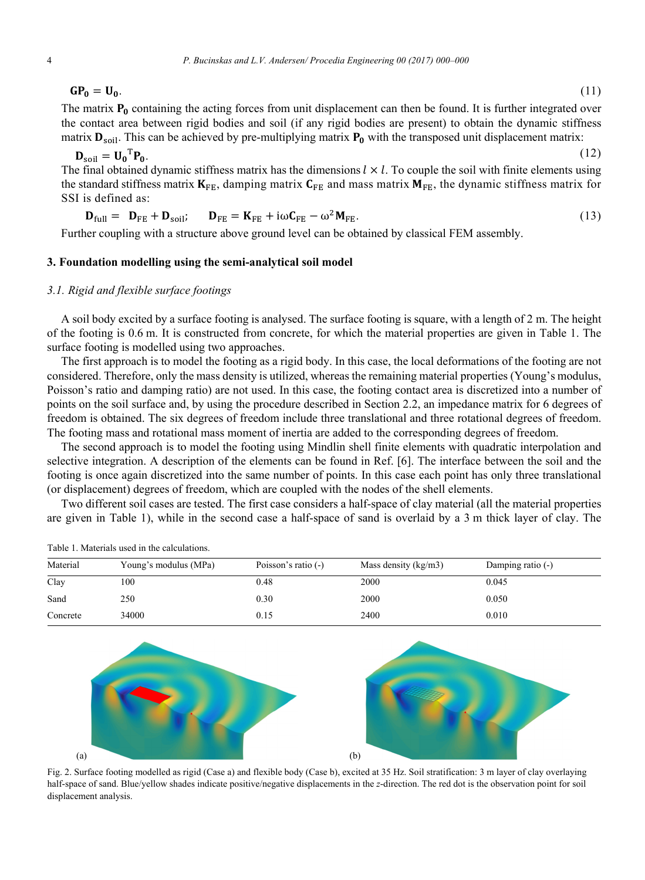$$\mathbf{G}\mathbf{P_0} = \mathbf{U_0}. \tag{11}$$

The matrix $\mathbf{P_0}$ containing the acting forces from unit displacement can then be found. It is further integrated over the contact area between rigid bodies and soil (if any rigid bodies are present) to obtain the dynamic stiffness matrix $\mathbf{D}_{\text{soil}}$. This can be achieved by pre-multiplying matrix $\mathbf{P_0}$ with the transposed unit displacement matrix:

$$\mathbf{D}_{\text{soil}} = \mathbf{U_0}^{\text{T}}\mathbf{P_0}. \tag{12}$$

The final obtained dynamic stiffness matrix has the dimensions $l \times l$. To couple the soil with finite elements using the standard stiffness matrix $\mathbf{K}_{\text{FE}}$, damping matrix $\mathbf{C}_{\text{FE}}$ and mass matrix $\mathbf{M}_{\text{FE}}$, the dynamic stiffness matrix for SSI is defined as:

$$\mathbf{D}_{\text{full}} = \mathbf{D}_{\text{FE}} + \mathbf{D}_{\text{soil}}; \qquad \mathbf{D}_{\text{FE}} = \mathbf{K}_{\text{FE}} + \text{i}\omega\mathbf{C}_{\text{FE}} - \omega^2\mathbf{M}_{\text{FE}}. \tag{13}$$

Further coupling with a structure above ground level can be obtained by classical FEM assembly.

## 3. Foundation modelling using the semi-analytical soil model

### *3.1. Rigid and flexible surface footings*

A soil body excited by a surface footing is analysed. The surface footing is square, with a length of 2 m. The height of the footing is 0.6 m. It is constructed from concrete, for which the material properties are given in Table 1. The surface footing is modelled using two approaches.

The first approach is to model the footing as a rigid body. In this case, the local deformations of the footing are not considered. Therefore, only the mass density is utilized, whereas the remaining material properties (Young's modulus, Poisson's ratio and damping ratio) are not used. In this case, the footing contact area is discretized into a number of points on the soil surface and, by using the procedure described in Section 2.2, an impedance matrix for 6 degrees of freedom is obtained. The six degrees of freedom include three translational and three rotational degrees of freedom. The footing mass and rotational mass moment of inertia are added to the corresponding degrees of freedom.

The second approach is to model the footing using Mindlin shell finite elements with quadratic interpolation and selective integration. A description of the elements can be found in Ref. [6]. The interface between the soil and the footing is once again discretized into the same number of points. In this case each point has only three translational (or displacement) degrees of freedom, which are coupled with the nodes of the shell elements.

Two different soil cases are tested. The first case considers a half-space of clay material (all the material properties are given in Table 1), while in the second case a half-space of sand is overlaid by a 3 m thick layer of clay. The

Table 1. Materials used in the calculations.

| Material | Young's modulus (MPa) | Poisson's ratio (-) | Mass density (kg/m3) | Damping ratio (-) |
|---|---|---|---|---|
| Clay | 100 | 0.48 | 2000 | 0.045 |
| Sand | 250 | 0.30 | 2000 | 0.050 |
| Concrete | 34000 | 0.15 | 2400 | 0.010 |

(a) (b)

Fig. 2. Surface footing modelled as rigid (Case a) and flexible body (Case b), excited at 35 Hz. Soil stratification: 3 m layer of clay overlaying half-space of sand. Blue/yellow shades indicate positive/negative displacements in the *z*-direction. The red dot is the observation point for soil displacement analysis.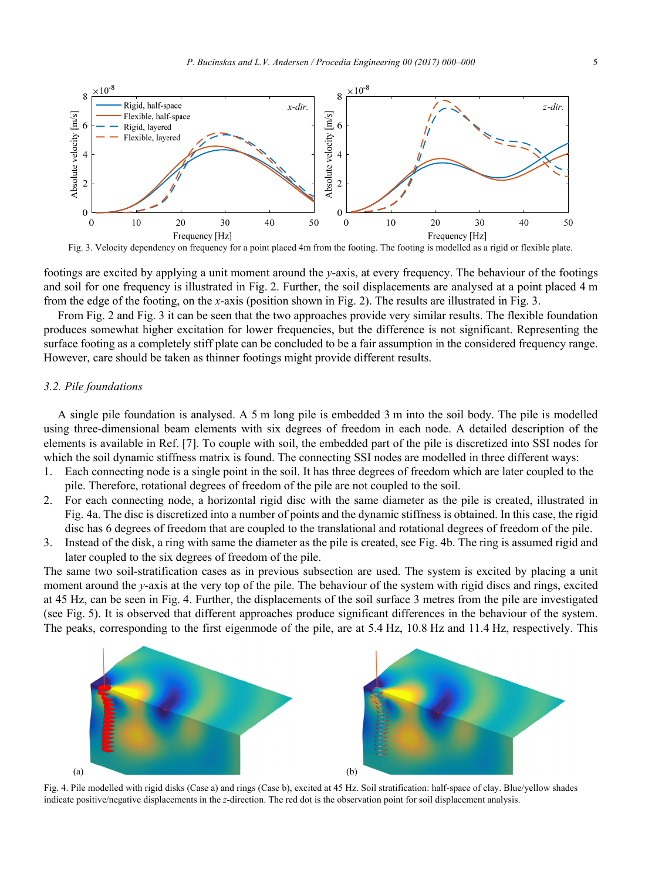Fig. 3. Velocity dependency on frequency for a point placed 4m from the footing. The footing is modelled as a rigid or flexible plate.

footings are excited by applying a unit moment around the *y*-axis, at every frequency. The behaviour of the footings and soil for one frequency is illustrated in Fig. 2. Further, the soil displacements are analysed at a point placed 4 m from the edge of the footing, on the *x*-axis (position shown in Fig. 2). The results are illustrated in Fig. 3.

From Fig. 2 and Fig. 3 it can be seen that the two approaches provide very similar results. The flexible foundation produces somewhat higher excitation for lower frequencies, but the difference is not significant. Representing the surface footing as a completely stiff plate can be concluded to be a fair assumption in the considered frequency range. However, care should be taken as thinner footings might provide different results.

### 3.2. Pile foundations

A single pile foundation is analysed. A 5 m long pile is embedded 3 m into the soil body. The pile is modelled using three-dimensional beam elements with six degrees of freedom in each node. A detailed description of the elements is available in Ref. [7]. To couple with soil, the embedded part of the pile is discretized into SSI nodes for which the soil dynamic stiffness matrix is found. The connecting SSI nodes are modelled in three different ways:

1. Each connecting node is a single point in the soil. It has three degrees of freedom which are later coupled to the pile. Therefore, rotational degrees of freedom of the pile are not coupled to the soil.
2. For each connecting node, a horizontal rigid disc with the same diameter as the pile is created, illustrated in Fig. 4a. The disc is discretized into a number of points and the dynamic stiffness is obtained. In this case, the rigid disc has 6 degrees of freedom that are coupled to the translational and rotational degrees of freedom of the pile.
3. Instead of the disk, a ring with same the diameter as the pile is created, see Fig. 4b. The ring is assumed rigid and later coupled to the six degrees of freedom of the pile.

The same two soil-stratification cases as in previous subsection are used. The system is excited by placing a unit moment around the *y*-axis at the very top of the pile. The behaviour of the system with rigid discs and rings, excited at 45 Hz, can be seen in Fig. 4. Further, the displacements of the soil surface 3 metres from the pile are investigated (see Fig. 5). It is observed that different approaches produce significant differences in the behaviour of the system. The peaks, corresponding to the first eigenmode of the pile, are at 5.4 Hz, 10.8 Hz and 11.4 Hz, respectively. This

Fig. 4. Pile modelled with rigid disks (Case a) and rings (Case b), excited at 45 Hz. Soil stratification: half-space of clay. Blue/yellow shades indicate positive/negative displacements in the *z*-direction. The red dot is the observation point for soil displacement analysis.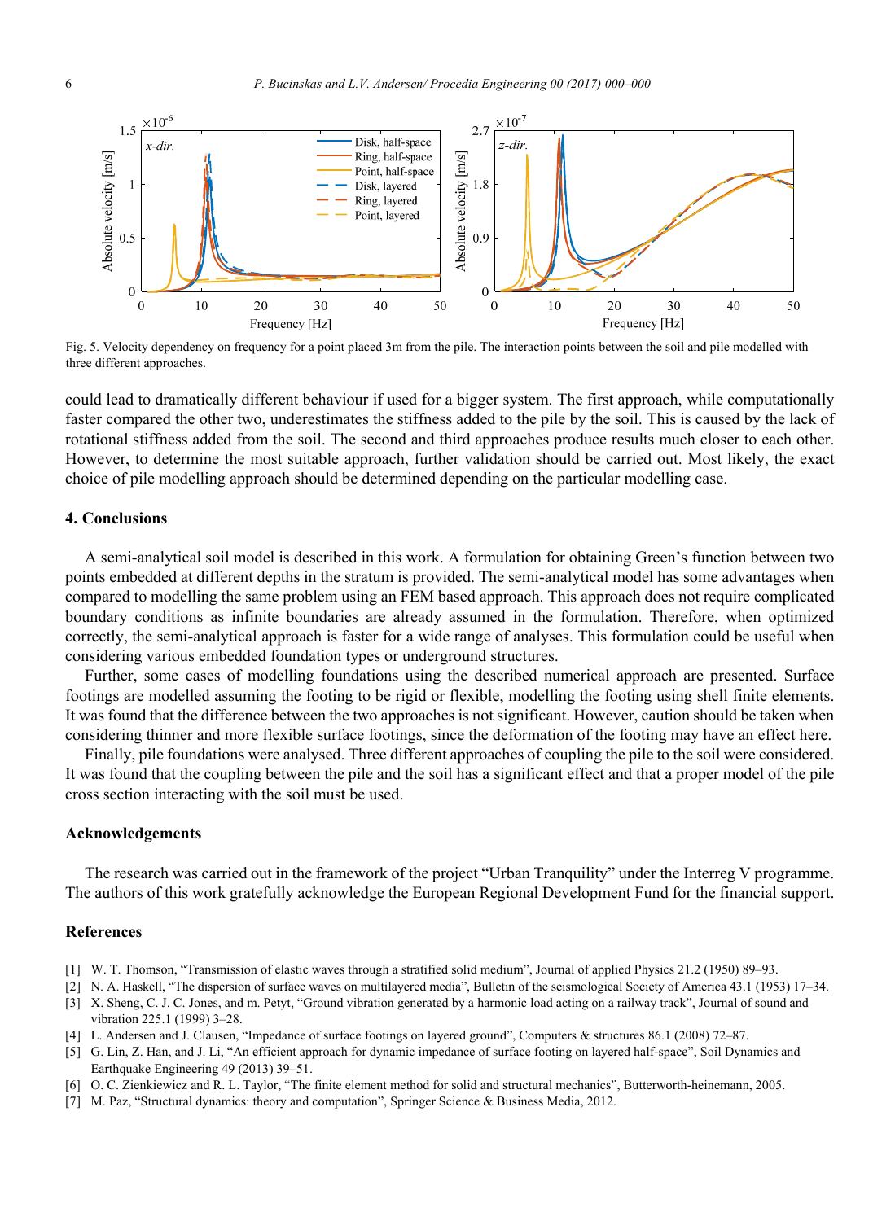x-dir.

Absolute velocity [m/s]

$\times 10^{-6}$

1.5

1

0.5

0

0 10 20 30 40 50

Frequency [Hz]

Disk, half-space

Ring, half-space

Point, half-space

Disk, layered

Ring, layered

Point, layered

z-dir.

Absolute velocity [m/s]

$\times 10^{-7}$

2.7

1.8

0.9

0

0 10 20 30 40 50

Frequency [Hz]

Fig. 5. Velocity dependency on frequency for a point placed 3m from the pile. The interaction points between the soil and pile modelled with three different approaches.

could lead to dramatically different behaviour if used for a bigger system. The first approach, while computationally faster compared the other two, underestimates the stiffness added to the pile by the soil. This is caused by the lack of rotational stiffness added from the soil. The second and third approaches produce results much closer to each other. However, to determine the most suitable approach, further validation should be carried out. Most likely, the exact choice of pile modelling approach should be determined depending on the particular modelling case.

## 4. Conclusions

A semi-analytical soil model is described in this work. A formulation for obtaining Green's function between two points embedded at different depths in the stratum is provided. The semi-analytical model has some advantages when compared to modelling the same problem using an FEM based approach. This approach does not require complicated boundary conditions as infinite boundaries are already assumed in the formulation. Therefore, when optimized correctly, the semi-analytical approach is faster for a wide range of analyses. This formulation could be useful when considering various embedded foundation types or underground structures.

Further, some cases of modelling foundations using the described numerical approach are presented. Surface footings are modelled assuming the footing to be rigid or flexible, modelling the footing using shell finite elements. It was found that the difference between the two approaches is not significant. However, caution should be taken when considering thinner and more flexible surface footings, since the deformation of the footing may have an effect here.

Finally, pile foundations were analysed. Three different approaches of coupling the pile to the soil were considered. It was found that the coupling between the pile and the soil has a significant effect and that a proper model of the pile cross section interacting with the soil must be used.

## Acknowledgements

The research was carried out in the framework of the project "Urban Tranquility" under the Interreg V programme. The authors of this work gratefully acknowledge the European Regional Development Fund for the financial support.

## References

[1] W. T. Thomson, "Transmission of elastic waves through a stratified solid medium", Journal of applied Physics 21.2 (1950) 89–93.

[2] N. A. Haskell, "The dispersion of surface waves on multilayered media", Bulletin of the seismological Society of America 43.1 (1953) 17–34.

[3] X. Sheng, C. J. C. Jones, and m. Petyt, "Ground vibration generated by a harmonic load acting on a railway track", Journal of sound and vibration 225.1 (1999) 3–28.

[4] L. Andersen and J. Clausen, "Impedance of surface footings on layered ground", Computers & structures 86.1 (2008) 72–87.

[5] G. Lin, Z. Han, and J. Li, "An efficient approach for dynamic impedance of surface footing on layered half-space", Soil Dynamics and Earthquake Engineering 49 (2013) 39–51.

[6] O. C. Zienkiewicz and R. L. Taylor, "The finite element method for solid and structural mechanics", Butterworth-heinemann, 2005.

[7] M. Paz, "Structural dynamics: theory and computation", Springer Science & Business Media, 2012.